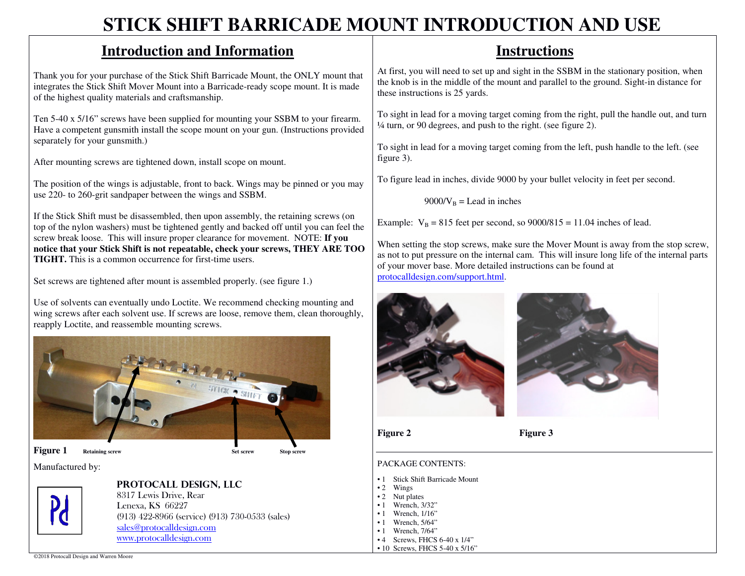# STICK SHIFT BARRICADE MOUNT INTRODUCTION AND USE

## Introduction and Information

Thank you for your purchase of the Stick Shift Barricade Mount, the ONLY mount that integrates the Stick Shift Mover Mount into a Barricade-ready scope mount. It is made of the highest quality materials and craftsmanship.

Ten 5-40 x 5/16" screws have been supplied for mounting your SSBM to your firearm. Have a competent gunsmith install the scope mount on your gun. (Instructions provided separately for your gunsmith.)

After mounting screws are tightened down, install scope on mount.

The position of the wings is adjustable, front to back. Wings may be pinned or you may use 220- to 260-grit sandpaper between the wings and SSBM.

If the Stick Shift must be disassembled, then upon assembly, the retaining screws (on top of the nylon washers) must be tightened gently and backed off until you can feel the screw break loose. This will insure proper clearance for movement. NOTE: **If you notice that your Stick Shift is not repeatable, check your screws, THEY ARE TOO TIGHT.** This is a common occurrence for first-time users.

Set screws are tightened after mount is assembled properly. (see figure 1.)

Use of solvents can eventually undo Loctite. We recommend checking mounting and wing screws after each solvent use. If screws are loose, remove them, clean thoroughly, reapply Loctite, and reassemble mounting screws.

**Figure 1** Retaining screw — Set screw — Stop screw

Manufactured by:

Pd

**PROTOCALL DESIGN, LLC**
8317 Lewis Drive, Rear
Lenexa, KS 66227
(913) 422-8966 (service) (913) 730-0533 (sales)
sales@protocalldesign.com
www.protocalldesign.com

## Instructions

At first, you will need to set up and sight in the SSBM in the stationary position, when the knob is in the middle of the mount and parallel to the ground. Sight-in distance for these instructions is 25 yards.

To sight in lead for a moving target coming from the right, pull the handle out, and turn ¼ turn, or 90 degrees, and push to the right. (see figure 2).

To sight in lead for a moving target coming from the left, push handle to the left. (see figure 3).

To figure lead in inches, divide 9000 by your bullet velocity in feet per second.

$$9000/V_B = \text{Lead in inches}$$

Example: $V_B$ = 815 feet per second, so 9000/815 = 11.04 inches of lead.

When setting the stop screws, make sure the Mover Mount is away from the stop screw, as not to put pressure on the internal cam. This will insure long life of the internal parts of your mover base. More detailed instructions can be found at protocalldesign.com/support.html.

**Figure 2**

**Figure 3**

PACKAGE CONTENTS:

- 1 Stick Shift Barricade Mount
- 2 Wings
- 2 Nut plates
- 1 Wrench, 3/32"
- 1 Wrench, 1/16"
- 1 Wrench, 5/64"
- 1 Wrench, 7/64"
- 4 Screws, FHCS 6-40 x 1/4"
- 10 Screws, FHCS 5-40 x 5/16"

©2018 Protocall Design and Warren Moore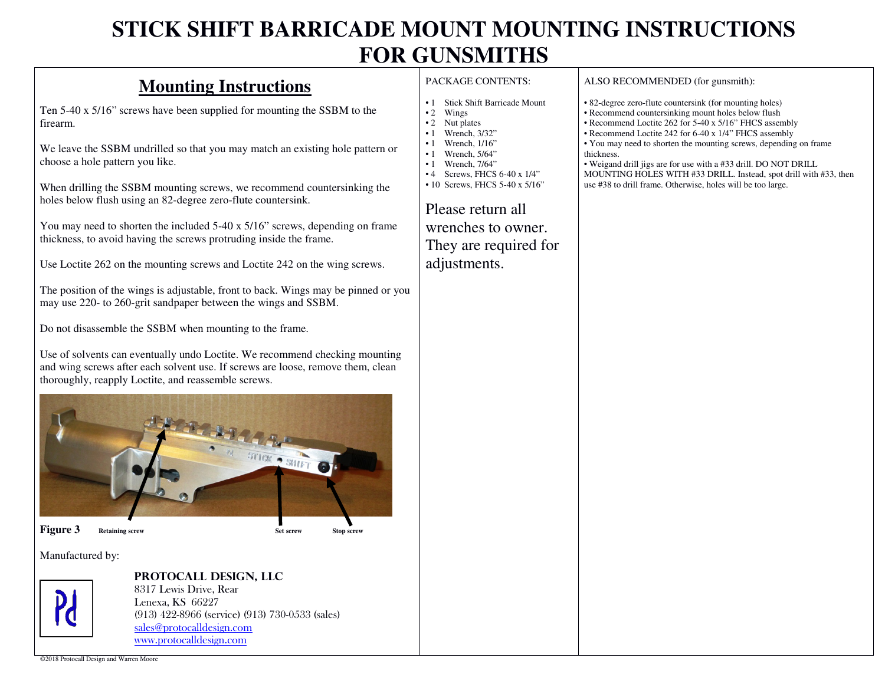# STICK SHIFT BARRICADE MOUNT MOUNTING INSTRUCTIONS FOR GUNSMITHS

## Mounting Instructions

Ten 5-40 x 5/16" screws have been supplied for mounting the SSBM to the firearm.

We leave the SSBM undrilled so that you may match an existing hole pattern or choose a hole pattern you like.

When drilling the SSBM mounting screws, we recommend countersinking the holes below flush using an 82-degree zero-flute countersink.

You may need to shorten the included 5-40 x 5/16" screws, depending on frame thickness, to avoid having the screws protruding inside the frame.

Use Loctite 262 on the mounting screws and Loctite 242 on the wing screws.

The position of the wings is adjustable, front to back. Wings may be pinned or you may use 220- to 260-grit sandpaper between the wings and SSBM.

Do not disassemble the SSBM when mounting to the frame.

Use of solvents can eventually undo Loctite. We recommend checking mounting and wing screws after each solvent use. If screws are loose, remove them, clean thoroughly, reapply Loctite, and reassemble screws.

**Figure 3** Retaining screw Set screw Stop screw

Manufactured by:

**PROTOCALL DESIGN, LLC**
8317 Lewis Drive, Rear
Lenexa, KS 66227
(913) 422-8966 (service) (913) 730-0533 (sales)
sales@protocalldesign.com
www.protocalldesign.com

PACKAGE CONTENTS:

- 1 Stick Shift Barricade Mount
- 2 Wings
- 2 Nut plates
- 1 Wrench, 3/32"
- 1 Wrench, 1/16"
- 1 Wrench, 5/64"
- 1 Wrench, 7/64"
- 4 Screws, FHCS 6-40 x 1/4"
- 10 Screws, FHCS 5-40 x 5/16"

Please return all wrenches to owner. They are required for adjustments.

ALSO RECOMMENDED (for gunsmith):

- 82-degree zero-flute countersink (for mounting holes)
- Recommend countersinking mount holes below flush
- Recommend Loctite 262 for 5-40 x 5/16" FHCS assembly
- Recommend Loctite 242 for 6-40 x 1/4" FHCS assembly
- You may need to shorten the mounting screws, depending on frame thickness.
- Weigand drill jigs are for use with a #33 drill. DO NOT DRILL MOUNTING HOLES WITH #33 DRILL. Instead, spot drill with #33, then use #38 to drill frame. Otherwise, holes will be too large.

©2018 Protocall Design and Warren Moore